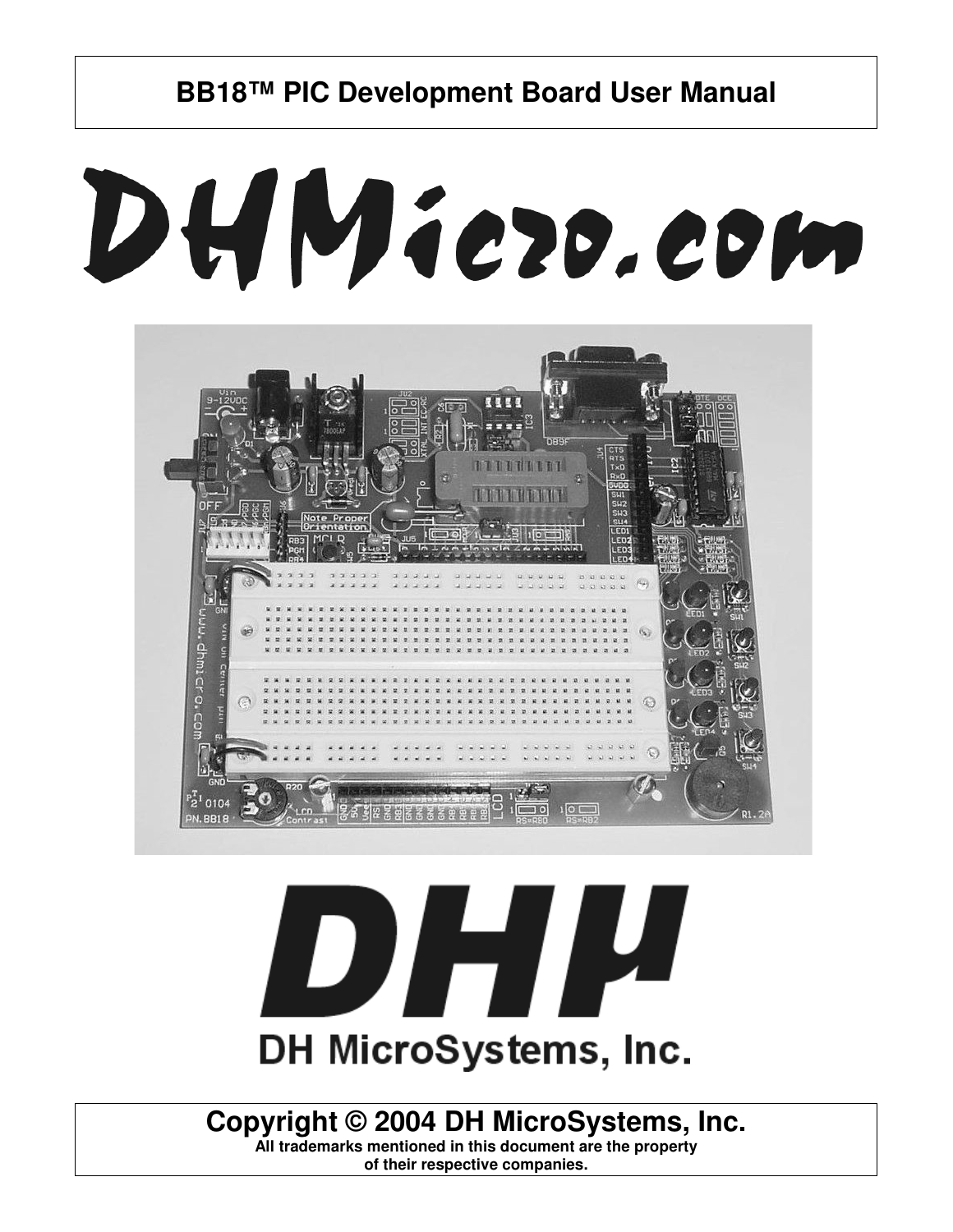# BB18™ PIC Development Board User Manual

DHMicro.com

DHµ

DH MicroSystems, Inc.

**Copyright © 2004 DH MicroSystems, Inc.**

**All trademarks mentioned in this document are the property of their respective companies.**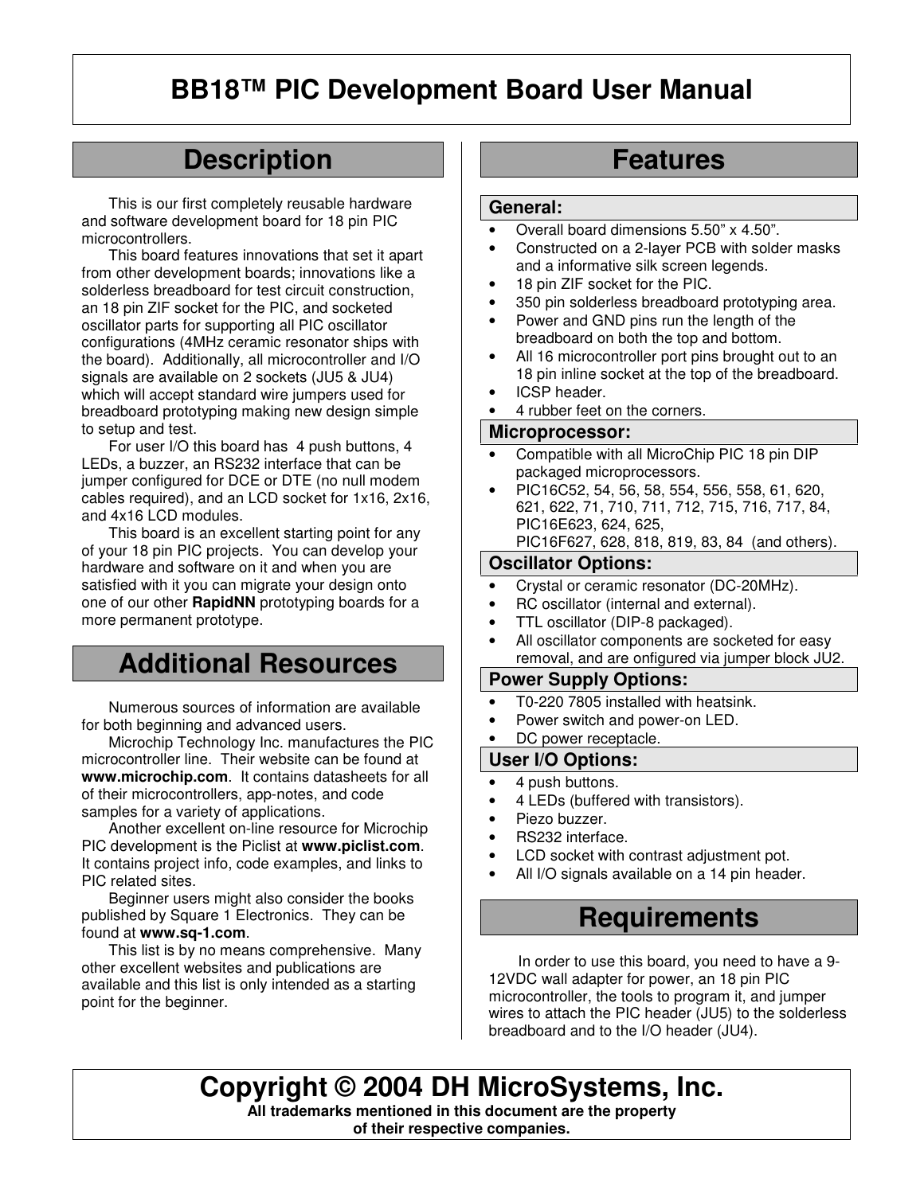# BB18™ PIC Development Board User Manual

## Description

This is our first completely reusable hardware and software development board for 18 pin PIC microcontrollers.

This board features innovations that set it apart from other development boards; innovations like a solderless breadboard for test circuit construction, an 18 pin ZIF socket for the PIC, and socketed oscillator parts for supporting all PIC oscillator configurations (4MHz ceramic resonator ships with the board). Additionally, all microcontroller and I/O signals are available on 2 sockets (JU5 & JU4) which will accept standard wire jumpers used for breadboard prototyping making new design simple to setup and test.

For user I/O this board has 4 push buttons, 4 LEDs, a buzzer, an RS232 interface that can be jumper configured for DCE or DTE (no null modem cables required), and an LCD socket for 1x16, 2x16, and 4x16 LCD modules.

This board is an excellent starting point for any of your 18 pin PIC projects. You can develop your hardware and software on it and when you are satisfied with it you can migrate your design onto one of our other **RapidNN** prototyping boards for a more permanent prototype.

## Additional Resources

Numerous sources of information are available for both beginning and advanced users.

Microchip Technology Inc. manufactures the PIC microcontroller line. Their website can be found at **www.microchip.com**. It contains datasheets for all of their microcontrollers, app-notes, and code samples for a variety of applications.

Another excellent on-line resource for Microchip PIC development is the Piclist at **www.piclist.com**. It contains project info, code examples, and links to PIC related sites.

Beginner users might also consider the books published by Square 1 Electronics. They can be found at **www.sq-1.com**.

This list is by no means comprehensive. Many other excellent websites and publications are available and this list is only intended as a starting point for the beginner.

## Features

### General:

- Overall board dimensions 5.50" x 4.50".
- Constructed on a 2-layer PCB with solder masks and a informative silk screen legends.
- 18 pin ZIF socket for the PIC.
- 350 pin solderless breadboard prototyping area.
- Power and GND pins run the length of the breadboard on both the top and bottom.
- All 16 microcontroller port pins brought out to an 18 pin inline socket at the top of the breadboard.
- ICSP header.
- 4 rubber feet on the corners.

### Microprocessor:

- Compatible with all MicroChip PIC 18 pin DIP packaged microprocessors.
- PIC16C52, 54, 56, 58, 554, 556, 558, 61, 620, 621, 622, 71, 710, 711, 712, 715, 716, 717, 84, PIC16E623, 624, 625, PIC16F627, 628, 818, 819, 83, 84 (and others).

### Oscillator Options:

- Crystal or ceramic resonator (DC-20MHz).
- RC oscillator (internal and external).
- TTL oscillator (DIP-8 packaged).
- All oscillator components are socketed for easy removal, and are onfigured via jumper block JU2.

### Power Supply Options:

- T0-220 7805 installed with heatsink.
- Power switch and power-on LED.
- DC power receptacle.

### User I/O Options:

- 4 push buttons.
- 4 LEDs (buffered with transistors).
- Piezo buzzer.
- RS232 interface.
- LCD socket with contrast adjustment pot.
- All I/O signals available on a 14 pin header.

## Requirements

In order to use this board, you need to have a 9-12VDC wall adapter for power, an 18 pin PIC microcontroller, the tools to program it, and jumper wires to attach the PIC header (JU5) to the solderless breadboard and to the I/O header (JU4).

**Copyright © 2004 DH MicroSystems, Inc.**

**All trademarks mentioned in this document are the property of their respective companies.**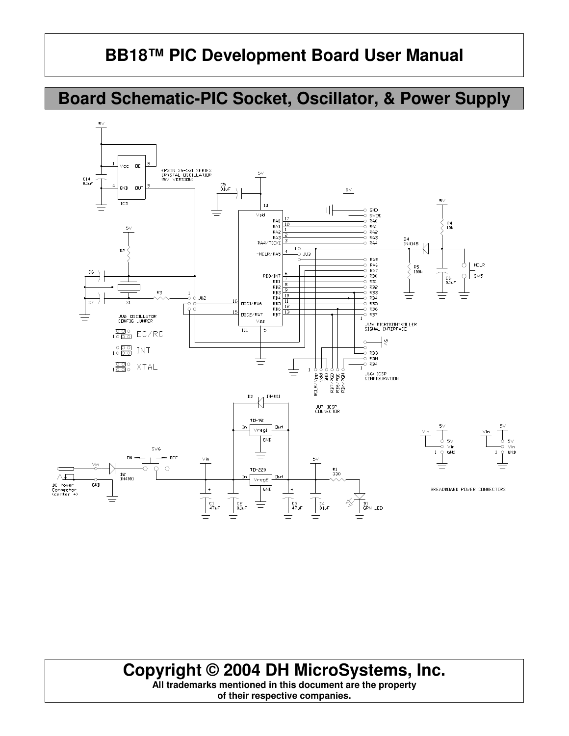## Board Schematic-PIC Socket, Oscillator, & Power Supply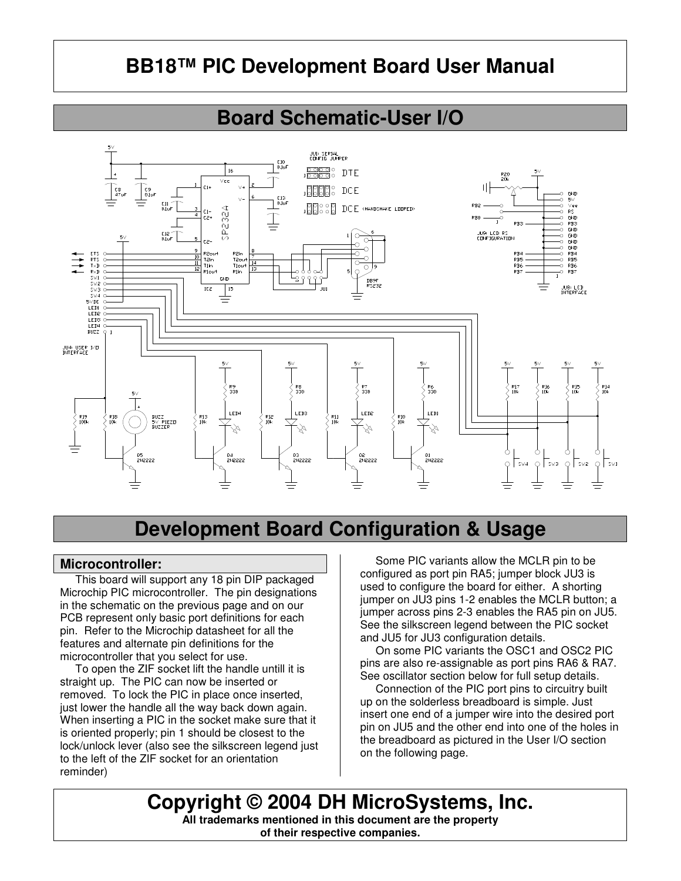# BB18™ PIC Development Board User Manual

## Board Schematic-User I/O

## Development Board Configuration & Usage

### Microcontroller:

This board will support any 18 pin DIP packaged Microchip PIC microcontroller. The pin designations in the schematic on the previous page and on our PCB represent only basic port definitions for each pin. Refer to the Microchip datasheet for all the features and alternate pin definitions for the microcontroller that you select for use.

To open the ZIF socket lift the handle untill it is straight up. The PIC can now be inserted or removed. To lock the PIC in place once inserted, just lower the handle all the way back down again. When inserting a PIC in the socket make sure that it is oriented properly; pin 1 should be closest to the lock/unlock lever (also see the silkscreen legend just to the left of the ZIF socket for an orientation reminder)

Some PIC variants allow the MCLR pin to be configured as port pin RA5; jumper block JU3 is used to configure the board for either. A shorting jumper on JU3 pins 1-2 enables the MCLR button; a jumper across pins 2-3 enables the RA5 pin on JU5. See the silkscreen legend between the PIC socket and JU5 for JU3 configuration details.

On some PIC variants the OSC1 and OSC2 PIC pins are also re-assignable as port pins RA6 & RA7. See oscillator section below for full setup details.

Connection of the PIC port pins to circuitry built up on the solderless breadboard is simple. Just insert one end of a jumper wire into the desired port pin on JU5 and the other end into one of the holes in the breadboard as pictured in the User I/O section on the following page.

## Copyright © 2004 DH MicroSystems, Inc.

**All trademarks mentioned in this document are the property of their respective companies.**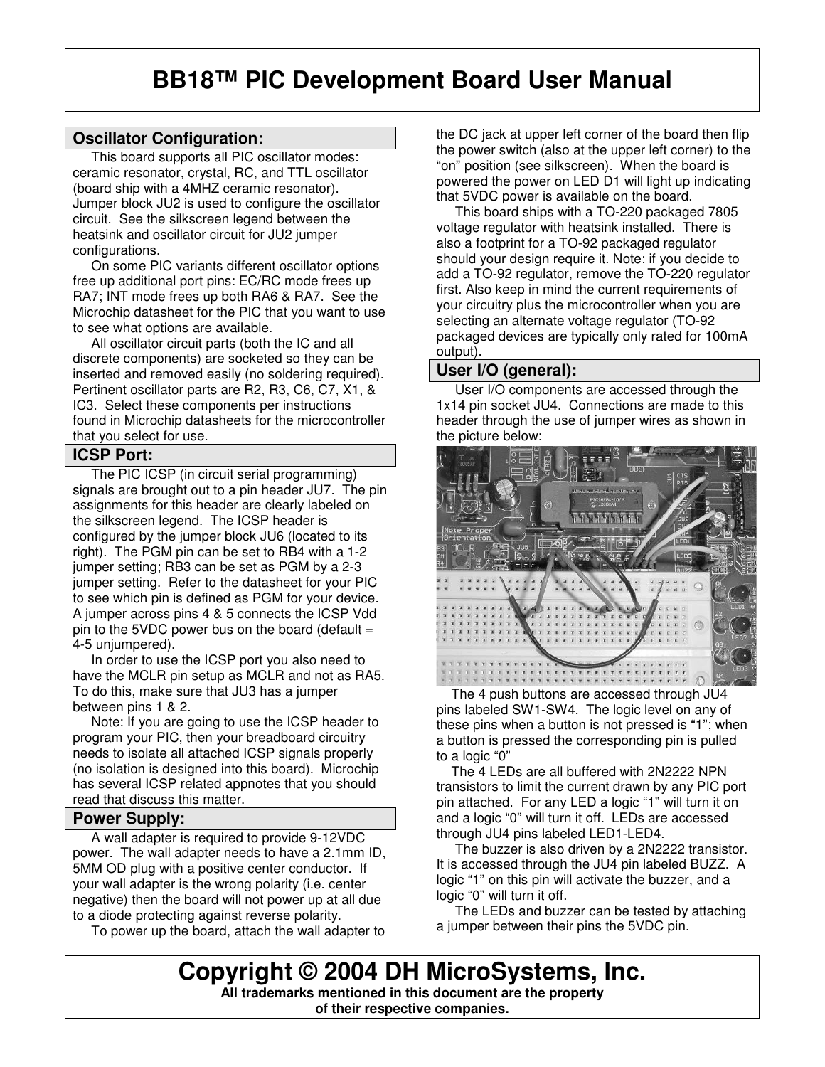# BB18™ PIC Development Board User Manual

## Oscillator Configuration:

This board supports all PIC oscillator modes: ceramic resonator, crystal, RC, and TTL oscillator (board ship with a 4MHZ ceramic resonator). Jumper block JU2 is used to configure the oscillator circuit. See the silkscreen legend between the heatsink and oscillator circuit for JU2 jumper configurations.

On some PIC variants different oscillator options free up additional port pins: EC/RC mode frees up RA7; INT mode frees up both RA6 & RA7. See the Microchip datasheet for the PIC that you want to use to see what options are available.

All oscillator circuit parts (both the IC and all discrete components) are socketed so they can be inserted and removed easily (no soldering required). Pertinent oscillator parts are R2, R3, C6, C7, X1, & IC3. Select these components per instructions found in Microchip datasheets for the microcontroller that you select for use.

## ICSP Port:

The PIC ICSP (in circuit serial programming) signals are brought out to a pin header JU7. The pin assignments for this header are clearly labeled on the silkscreen legend. The ICSP header is configured by the jumper block JU6 (located to its right). The PGM pin can be set to RB4 with a 1-2 jumper setting; RB3 can be set as PGM by a 2-3 jumper setting. Refer to the datasheet for your PIC to see which pin is defined as PGM for your device. A jumper across pins 4 & 5 connects the ICSP Vdd pin to the 5VDC power bus on the board (default = 4-5 unjumpered).

In order to use the ICSP port you also need to have the MCLR pin setup as MCLR and not as RA5. To do this, make sure that JU3 has a jumper between pins 1 & 2.

Note: If you are going to use the ICSP header to program your PIC, then your breadboard circuitry needs to isolate all attached ICSP signals properly (no isolation is designed into this board). Microchip has several ICSP related appnotes that you should read that discuss this matter.

## Power Supply:

A wall adapter is required to provide 9-12VDC power. The wall adapter needs to have a 2.1mm ID, 5MM OD plug with a positive center conductor. If your wall adapter is the wrong polarity (i.e. center negative) then the board will not power up at all due to a diode protecting against reverse polarity.

To power up the board, attach the wall adapter to the DC jack at upper left corner of the board then flip the power switch (also at the upper left corner) to the "on" position (see silkscreen). When the board is powered the power on LED D1 will light up indicating that 5VDC power is available on the board.

This board ships with a TO-220 packaged 7805 voltage regulator with heatsink installed. There is also a footprint for a TO-92 packaged regulator should your design require it. Note: if you decide to add a TO-92 regulator, remove the TO-220 regulator first. Also keep in mind the current requirements of your circuitry plus the microcontroller when you are selecting an alternate voltage regulator (TO-92 packaged devices are typically only rated for 100mA output).

## User I/O (general):

User I/O components are accessed through the 1x14 pin socket JU4. Connections are made to this header through the use of jumper wires as shown in the picture below:

The 4 push buttons are accessed through JU4 pins labeled SW1-SW4. The logic level on any of these pins when a button is not pressed is "1"; when a button is pressed the corresponding pin is pulled to a logic "0"

The 4 LEDs are all buffered with 2N2222 NPN transistors to limit the current drawn by any PIC port pin attached. For any LED a logic "1" will turn it on and a logic "0" will turn it off. LEDs are accessed through JU4 pins labeled LED1-LED4.

The buzzer is also driven by a 2N2222 transistor. It is accessed through the JU4 pin labeled BUZZ. A logic "1" on this pin will activate the buzzer, and a logic "0" will turn it off.

The LEDs and buzzer can be tested by attaching a jumper between their pins the 5VDC pin.

**Copyright © 2004 DH MicroSystems, Inc.**

**All trademarks mentioned in this document are the property of their respective companies.**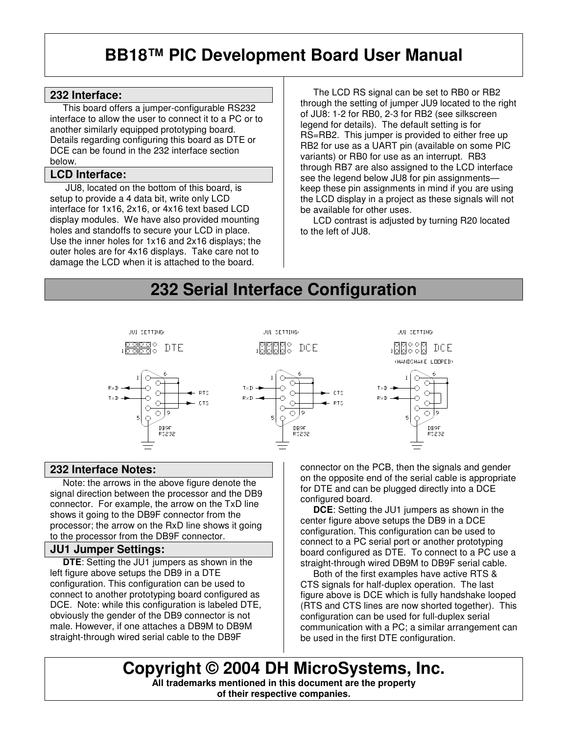# BB18™ PIC Development Board User Manual

## 232 Interface:

This board offers a jumper-configurable RS232 interface to allow the user to connect it to a PC or to another similarly equipped prototyping board. Details regarding configuring this board as DTE or DCE can be found in the 232 interface section below.

## LCD Interface:

JU8, located on the bottom of this board, is setup to provide a 4 data bit, write only LCD interface for 1x16, 2x16, or 4x16 text based LCD display modules. We have also provided mounting holes and standoffs to secure your LCD in place. Use the inner holes for 1x16 and 2x16 displays; the outer holes are for 4x16 displays. Take care not to damage the LCD when it is attached to the board.

The LCD RS signal can be set to RB0 or RB2 through the setting of jumper JU9 located to the right of JU8: 1-2 for RB0, 2-3 for RB2 (see silkscreen legend for details). The default setting is for RS=RB2. This jumper is provided to either free up RB2 for use as a UART pin (available on some PIC variants) or RB0 for use as an interrupt. RB3 through RB7 are also assigned to the LCD interface see the legend below JU8 for pin assignments—keep these pin assignments in mind if you are using the LCD display in a project as these signals will not be available for other uses.

LCD contrast is adjusted by turning R20 located to the left of JU8.

# 232 Serial Interface Configuration

JU1 SETTING: DTE — RxD, TxD, RTS, CTS — DB9F RS232

JU1 SETTING: DCE — TxD, RxD, CTS, RTS — DB9F RS232

JU1 SETTING: DCE (HANDSHAKE LOOPED) — TxD, RxD — DB9F RS232

## 232 Interface Notes:

Note: the arrows in the above figure denote the signal direction between the processor and the DB9 connector. For example, the arrow on the TxD line shows it going to the DB9F connector from the processor; the arrow on the RxD line shows it going to the processor from the DB9F connector.

## JU1 Jumper Settings:

**DTE**: Setting the JU1 jumpers as shown in the left figure above setups the DB9 in a DTE configuration. This configuration can be used to connect to another prototyping board configured as DCE. Note: while this configuration is labeled DTE, obviously the gender of the DB9 connector is not male. However, if one attaches a DB9M to DB9M straight-through wired serial cable to the DB9F connector on the PCB, then the signals and gender on the opposite end of the serial cable is appropriate for DTE and can be plugged directly into a DCE configured board.

**DCE**: Setting the JU1 jumpers as shown in the center figure above setups the DB9 in a DCE configuration. This configuration can be used to connect to a PC serial port or another prototyping board configured as DTE. To connect to a PC use a straight-through wired DB9M to DB9F serial cable.

Both of the first examples have active RTS & CTS signals for half-duplex operation. The last figure above is DCE which is fully handshake looped (RTS and CTS lines are now shorted together). This configuration can be used for full-duplex serial communication with a PC; a similar arrangement can be used in the first DTE configuration.

**Copyright © 2004 DH MicroSystems, Inc.**

**All trademarks mentioned in this document are the property of their respective companies.**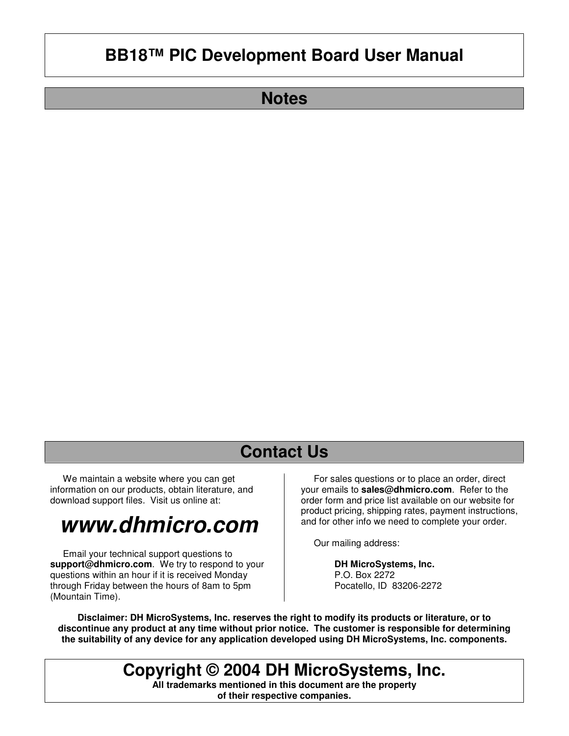# BB18™ PIC Development Board User Manual

## Notes

## Contact Us

We maintain a website where you can get information on our products, obtain literature, and download support files. Visit us online at:

***www.dhmicro.com***

Email your technical support questions to **support@dhmicro.com**. We try to respond to your questions within an hour if it is received Monday through Friday between the hours of 8am to 5pm (Mountain Time).

For sales questions or to place an order, direct your emails to **sales@dhmicro.com**. Refer to the order form and price list available on our website for product pricing, shipping rates, payment instructions, and for other info we need to complete your order.

Our mailing address:

**DH MicroSystems, Inc.**
P.O. Box 2272
Pocatello, ID 83206-2272

**Disclaimer: DH MicroSystems, Inc. reserves the right to modify its products or literature, or to discontinue any product at any time without prior notice. The customer is responsible for determining the suitability of any device for any application developed using DH MicroSystems, Inc. components.**

## Copyright © 2004 DH MicroSystems, Inc.

**All trademarks mentioned in this document are the property of their respective companies.**